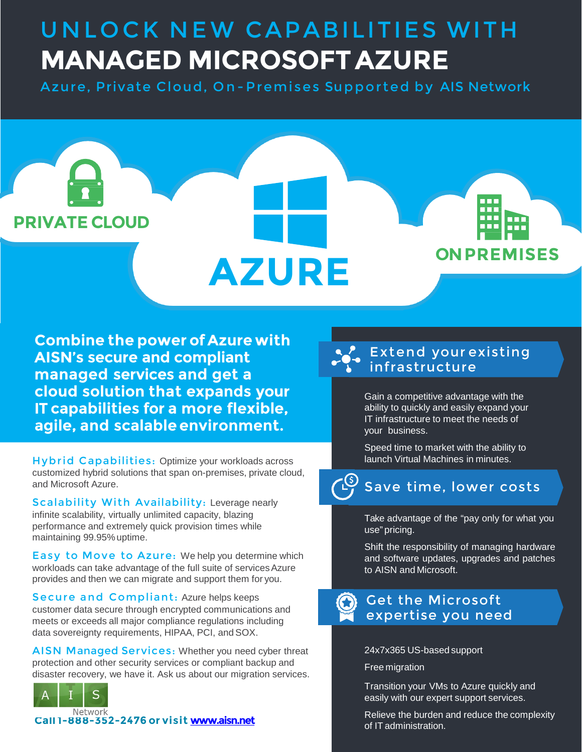# UNLOCK NEW CAPABILITIES WITH MANAGED MICROSOFT AZURE

Azure, Private Cloud, On-Premises Supported by AIS Network

PRIVATE CLOUD

AZURE

ON PREMISES

## Combine the power of Azure with AISN's secure and compliant managed services and get a cloud solution that expands your IT capabilities for a more flexible, agile, and scalable environment.

**Hybrid Capabilities:** Optimize your workloads across customized hybrid solutions that span on-premises, private cloud, and Microsoft Azure.

**Scalability With Availability:** Leverage nearly infinite scalability, virtually unlimited capacity, blazing performance and extremely quick provision times while maintaining 99.95% uptime.

**Easy to Move to Azure:** We help you determine which workloads can take advantage of the full suite of services Azure provides and then we can migrate and support them for you.

**Secure and Compliant:** Azure helps keeps customer data secure through encrypted communications and meets or exceeds all major compliance regulations including data sovereignty requirements, HIPAA, PCI, and SOX.

**AISN Managed Services:** Whether you need cyber threat protection and other security services or compliant backup and disaster recovery, we have it. Ask us about our migration services.

AIS Network

**Call 1-888-352-2476 or visit [www.aisn.net](www.aisn.net)**

### Extend your existing infrastructure

Gain a competitive advantage with the ability to quickly and easily expand your IT infrastructure to meet the needs of your business.

Speed time to market with the ability to launch Virtual Machines in minutes.

### Save time, lower costs

Take advantage of the "pay only for what you use" pricing.

Shift the responsibility of managing hardware and software updates, upgrades and patches to AISN and Microsoft.

### Get the Microsoft expertise you need

24x7x365 US-based support

Free migration

Transition your VMs to Azure quickly and easily with our expert support services.

Relieve the burden and reduce the complexity of IT administration.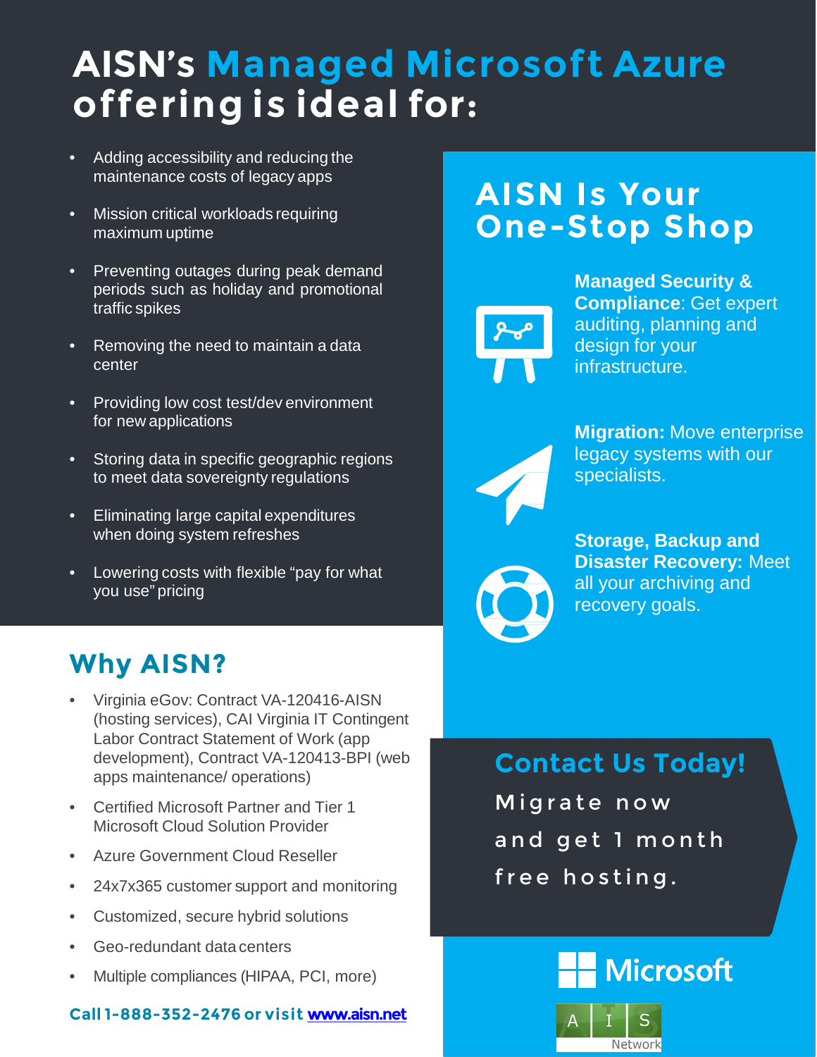# AISN's Managed Microsoft Azure offering is ideal for:

- Adding accessibility and reducing the maintenance costs of legacy apps
- Mission critical workloads requiring maximum uptime
- Preventing outages during peak demand periods such as holiday and promotional traffic spikes
- Removing the need to maintain a data center
- Providing low cost test/dev environment for new applications
- Storing data in specific geographic regions to meet data sovereignty regulations
- Eliminating large capital expenditures when doing system refreshes
- Lowering costs with flexible "pay for what you use" pricing

## AISN Is Your One-Stop Shop

**Managed Security & Compliance**: Get expert auditing, planning and design for your infrastructure.

**Migration:** Move enterprise legacy systems with our specialists.

**Storage, Backup and Disaster Recovery:** Meet all your archiving and recovery goals.

## Why AISN?

- Virginia eGov: Contract VA-120416-AISN (hosting services), CAI Virginia IT Contingent Labor Contract Statement of Work (app development), Contract VA-120413-BPI (web apps maintenance/ operations)
- Certified Microsoft Partner and Tier 1 Microsoft Cloud Solution Provider
- Azure Government Cloud Reseller
- 24x7x365 customer support and monitoring
- Customized, secure hybrid solutions
- Geo-redundant data centers
- Multiple compliances (HIPAA, PCI, more)

**Call 1-888-352-2476 or visit [www.aisn.net](http://www.aisn.net)**

## Contact Us Today!

Migrate now and get 1 month free hosting.

Microsoft

A I S Network